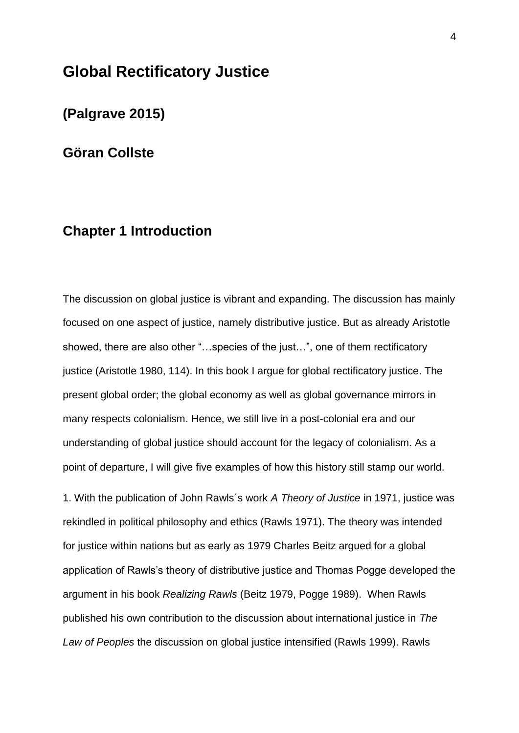# Global Rectificatory Justice

## (Palgrave 2015)

## Göran Collste

## Chapter 1 Introduction

The discussion on global justice is vibrant and expanding. The discussion has mainly focused on one aspect of justice, namely distributive justice. But as already Aristotle showed, there are also other "…species of the just…", one of them rectificatory justice (Aristotle 1980, 114). In this book I argue for global rectificatory justice. The present global order; the global economy as well as global governance mirrors in many respects colonialism. Hence, we still live in a post-colonial era and our understanding of global justice should account for the legacy of colonialism. As a point of departure, I will give five examples of how this history still stamp our world.

1. With the publication of John Rawls´s work *A Theory of Justice* in 1971, justice was rekindled in political philosophy and ethics (Rawls 1971). The theory was intended for justice within nations but as early as 1979 Charles Beitz argued for a global application of Rawls's theory of distributive justice and Thomas Pogge developed the argument in his book *Realizing Rawls* (Beitz 1979, Pogge 1989). When Rawls published his own contribution to the discussion about international justice in *The Law of Peoples* the discussion on global justice intensified (Rawls 1999). Rawls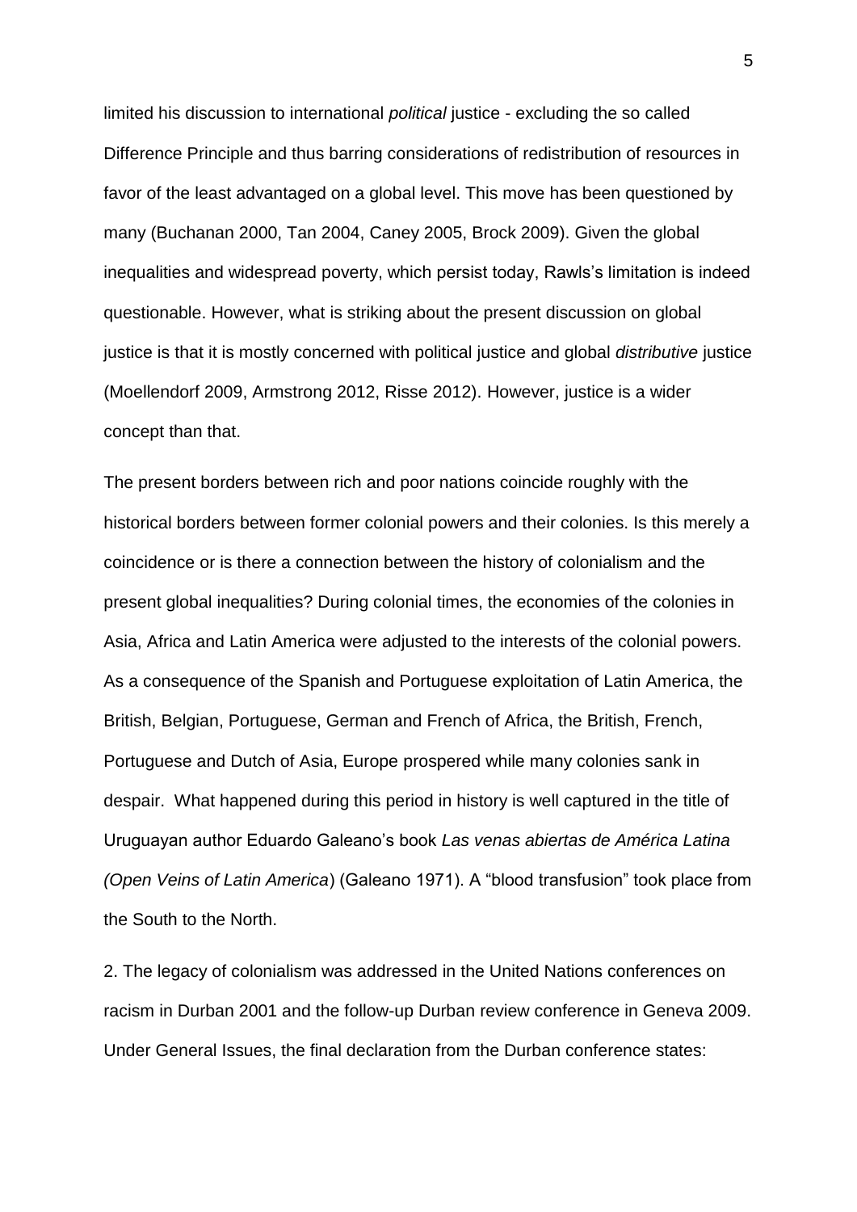limited his discussion to international *political* justice - excluding the so called Difference Principle and thus barring considerations of redistribution of resources in favor of the least advantaged on a global level. This move has been questioned by many (Buchanan 2000, Tan 2004, Caney 2005, Brock 2009). Given the global inequalities and widespread poverty, which persist today, Rawls's limitation is indeed questionable. However, what is striking about the present discussion on global justice is that it is mostly concerned with political justice and global *distributive* justice (Moellendorf 2009, Armstrong 2012, Risse 2012). However, justice is a wider concept than that.

The present borders between rich and poor nations coincide roughly with the historical borders between former colonial powers and their colonies. Is this merely a coincidence or is there a connection between the history of colonialism and the present global inequalities? During colonial times, the economies of the colonies in Asia, Africa and Latin America were adjusted to the interests of the colonial powers. As a consequence of the Spanish and Portuguese exploitation of Latin America, the British, Belgian, Portuguese, German and French of Africa, the British, French, Portuguese and Dutch of Asia, Europe prospered while many colonies sank in despair. What happened during this period in history is well captured in the title of Uruguayan author Eduardo Galeano's book *Las venas abiertas de América Latina (Open Veins of Latin America*) (Galeano 1971). A "blood transfusion" took place from the South to the North.

2. The legacy of colonialism was addressed in the United Nations conferences on racism in Durban 2001 and the follow-up Durban review conference in Geneva 2009. Under General Issues, the final declaration from the Durban conference states: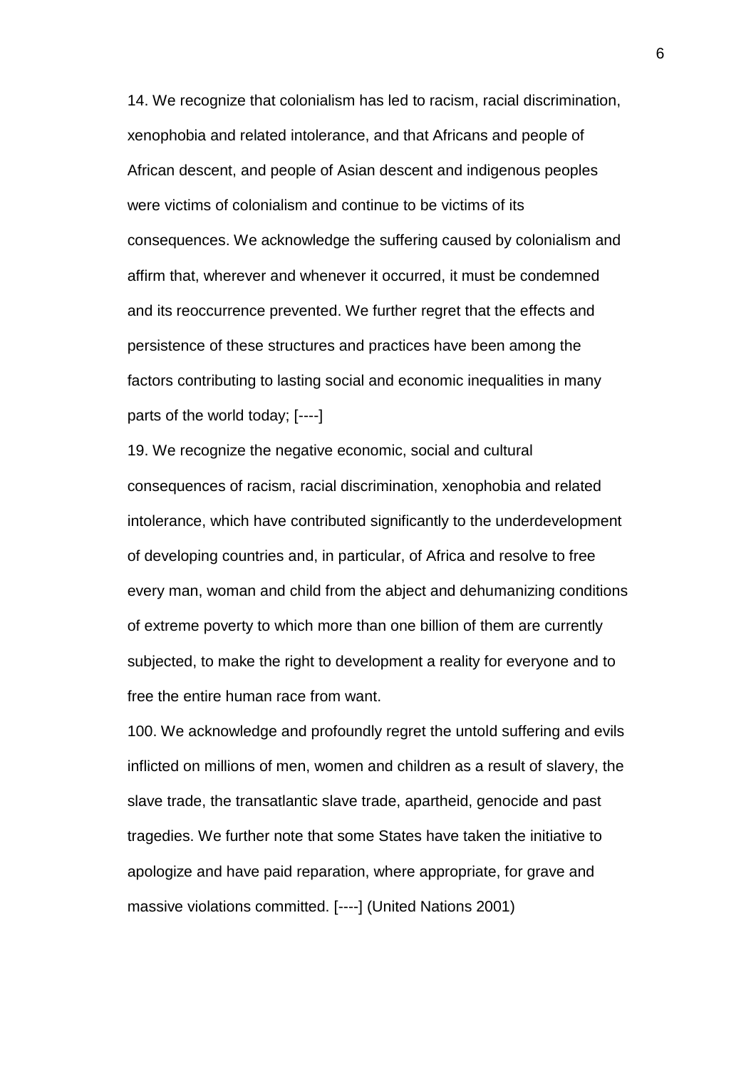14. We recognize that colonialism has led to racism, racial discrimination, xenophobia and related intolerance, and that Africans and people of African descent, and people of Asian descent and indigenous peoples were victims of colonialism and continue to be victims of its consequences. We acknowledge the suffering caused by colonialism and affirm that, wherever and whenever it occurred, it must be condemned and its reoccurrence prevented. We further regret that the effects and persistence of these structures and practices have been among the factors contributing to lasting social and economic inequalities in many parts of the world today; [----]

19. We recognize the negative economic, social and cultural consequences of racism, racial discrimination, xenophobia and related intolerance, which have contributed significantly to the underdevelopment of developing countries and, in particular, of Africa and resolve to free every man, woman and child from the abject and dehumanizing conditions of extreme poverty to which more than one billion of them are currently subjected, to make the right to development a reality for everyone and to free the entire human race from want.

100. We acknowledge and profoundly regret the untold suffering and evils inflicted on millions of men, women and children as a result of slavery, the slave trade, the transatlantic slave trade, apartheid, genocide and past tragedies. We further note that some States have taken the initiative to apologize and have paid reparation, where appropriate, for grave and massive violations committed. [----] (United Nations 2001)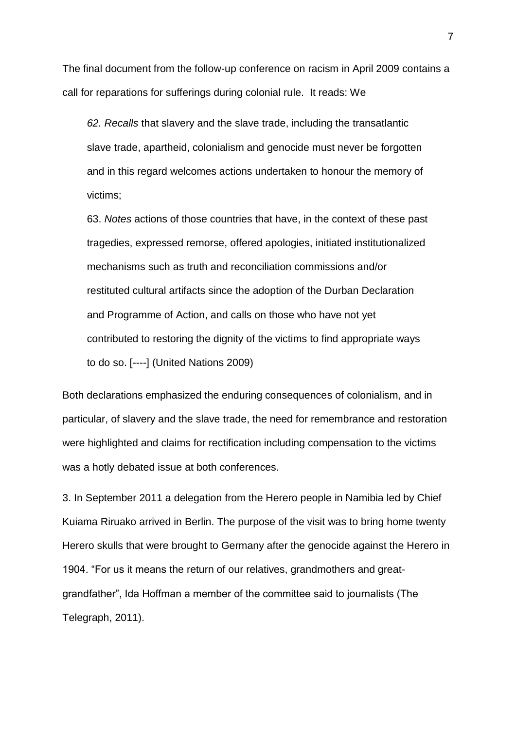The final document from the follow-up conference on racism in April 2009 contains a call for reparations for sufferings during colonial rule. It reads: We

> *62. Recalls* that slavery and the slave trade, including the transatlantic slave trade, apartheid, colonialism and genocide must never be forgotten and in this regard welcomes actions undertaken to honour the memory of victims;
>
> 63. *Notes* actions of those countries that have, in the context of these past tragedies, expressed remorse, offered apologies, initiated institutionalized mechanisms such as truth and reconciliation commissions and/or restituted cultural artifacts since the adoption of the Durban Declaration and Programme of Action, and calls on those who have not yet contributed to restoring the dignity of the victims to find appropriate ways to do so. [----] (United Nations 2009)

Both declarations emphasized the enduring consequences of colonialism, and in particular, of slavery and the slave trade, the need for remembrance and restoration were highlighted and claims for rectification including compensation to the victims was a hotly debated issue at both conferences.

3. In September 2011 a delegation from the Herero people in Namibia led by Chief Kuiama Riruako arrived in Berlin. The purpose of the visit was to bring home twenty Herero skulls that were brought to Germany after the genocide against the Herero in 1904. "For us it means the return of our relatives, grandmothers and great-grandfather", Ida Hoffman a member of the committee said to journalists (The Telegraph, 2011).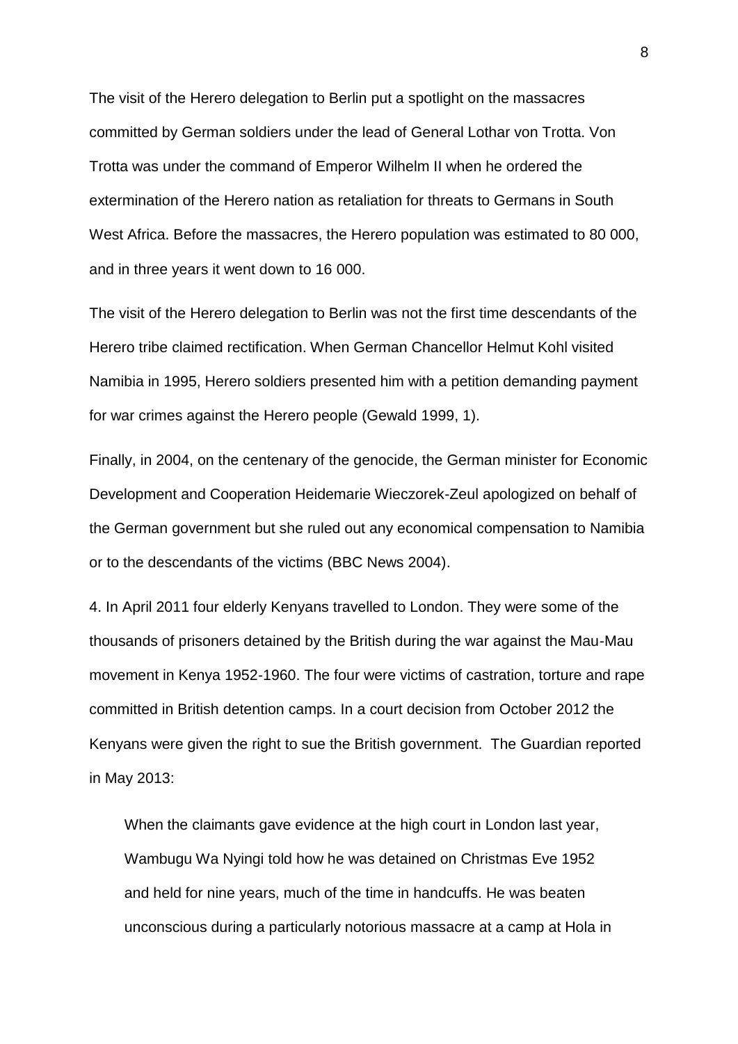The visit of the Herero delegation to Berlin put a spotlight on the massacres committed by German soldiers under the lead of General Lothar von Trotta. Von Trotta was under the command of Emperor Wilhelm II when he ordered the extermination of the Herero nation as retaliation for threats to Germans in South West Africa. Before the massacres, the Herero population was estimated to 80 000, and in three years it went down to 16 000.

The visit of the Herero delegation to Berlin was not the first time descendants of the Herero tribe claimed rectification. When German Chancellor Helmut Kohl visited Namibia in 1995, Herero soldiers presented him with a petition demanding payment for war crimes against the Herero people (Gewald 1999, 1).

Finally, in 2004, on the centenary of the genocide, the German minister for Economic Development and Cooperation Heidemarie Wieczorek-Zeul apologized on behalf of the German government but she ruled out any economical compensation to Namibia or to the descendants of the victims (BBC News 2004).

4. In April 2011 four elderly Kenyans travelled to London. They were some of the thousands of prisoners detained by the British during the war against the Mau-Mau movement in Kenya 1952-1960. The four were victims of castration, torture and rape committed in British detention camps. In a court decision from October 2012 the Kenyans were given the right to sue the British government. The Guardian reported in May 2013:

> When the claimants gave evidence at the high court in London last year, Wambugu Wa Nyingi told how he was detained on Christmas Eve 1952 and held for nine years, much of the time in handcuffs. He was beaten unconscious during a particularly notorious massacre at a camp at Hola in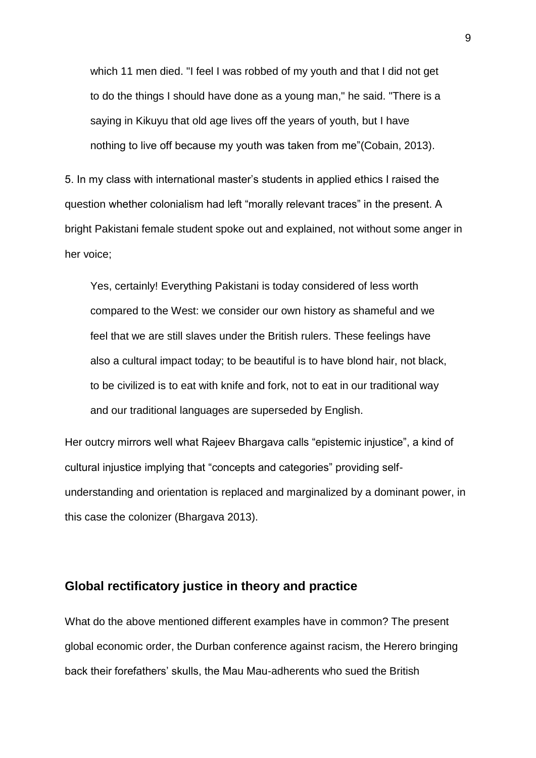> which 11 men died. "I feel I was robbed of my youth and that I did not get to do the things I should have done as a young man," he said. "There is a saying in Kikuyu that old age lives off the years of youth, but I have nothing to live off because my youth was taken from me"(Cobain, 2013).

5. In my class with international master's students in applied ethics I raised the question whether colonialism had left "morally relevant traces" in the present. A bright Pakistani female student spoke out and explained, not without some anger in her voice;

> Yes, certainly! Everything Pakistani is today considered of less worth compared to the West: we consider our own history as shameful and we feel that we are still slaves under the British rulers. These feelings have also a cultural impact today; to be beautiful is to have blond hair, not black, to be civilized is to eat with knife and fork, not to eat in our traditional way and our traditional languages are superseded by English.

Her outcry mirrors well what Rajeev Bhargava calls "epistemic injustice", a kind of cultural injustice implying that "concepts and categories" providing self-understanding and orientation is replaced and marginalized by a dominant power, in this case the colonizer (Bhargava 2013).

## Global rectificatory justice in theory and practice

What do the above mentioned different examples have in common? The present global economic order, the Durban conference against racism, the Herero bringing back their forefathers' skulls, the Mau Mau-adherents who sued the British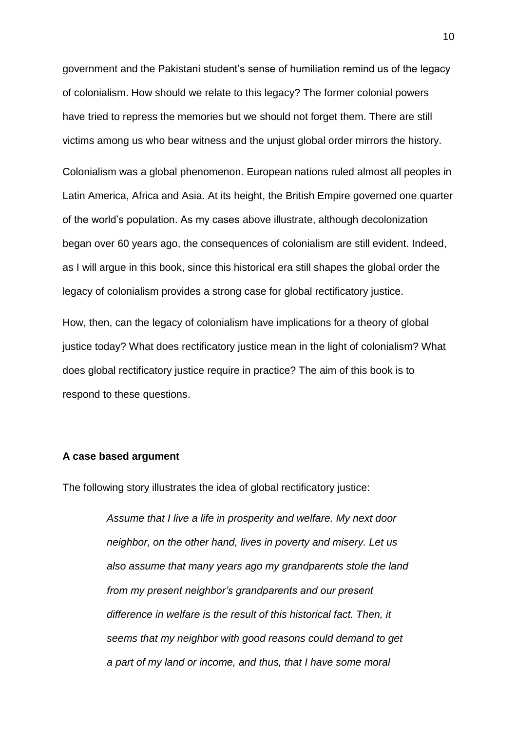government and the Pakistani student's sense of humiliation remind us of the legacy of colonialism. How should we relate to this legacy? The former colonial powers have tried to repress the memories but we should not forget them. There are still victims among us who bear witness and the unjust global order mirrors the history.

Colonialism was a global phenomenon. European nations ruled almost all peoples in Latin America, Africa and Asia. At its height, the British Empire governed one quarter of the world's population. As my cases above illustrate, although decolonization began over 60 years ago, the consequences of colonialism are still evident. Indeed, as I will argue in this book, since this historical era still shapes the global order the legacy of colonialism provides a strong case for global rectificatory justice.

How, then, can the legacy of colonialism have implications for a theory of global justice today? What does rectificatory justice mean in the light of colonialism? What does global rectificatory justice require in practice? The aim of this book is to respond to these questions.

**A case based argument**

The following story illustrates the idea of global rectificatory justice:

> *Assume that I live a life in prosperity and welfare. My next door neighbor, on the other hand, lives in poverty and misery. Let us also assume that many years ago my grandparents stole the land from my present neighbor's grandparents and our present difference in welfare is the result of this historical fact. Then, it seems that my neighbor with good reasons could demand to get a part of my land or income, and thus, that I have some moral*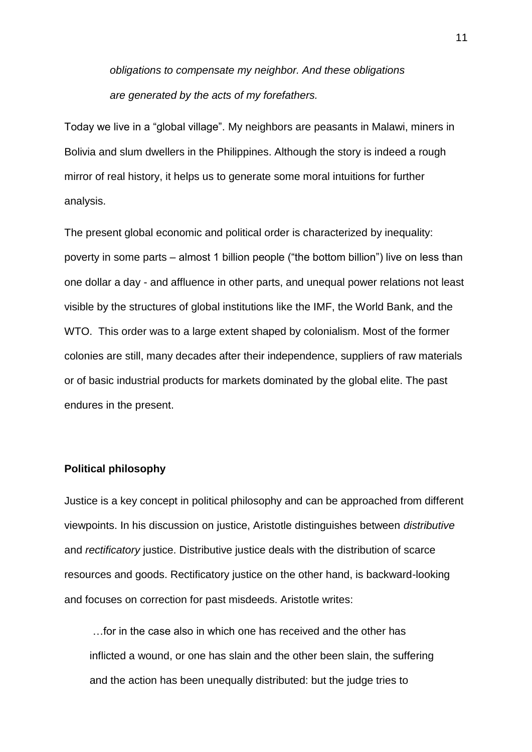*obligations to compensate my neighbor. And these obligations are generated by the acts of my forefathers.*

Today we live in a "global village". My neighbors are peasants in Malawi, miners in Bolivia and slum dwellers in the Philippines. Although the story is indeed a rough mirror of real history, it helps us to generate some moral intuitions for further analysis.

The present global economic and political order is characterized by inequality: poverty in some parts – almost 1 billion people ("the bottom billion") live on less than one dollar a day - and affluence in other parts, and unequal power relations not least visible by the structures of global institutions like the IMF, the World Bank, and the WTO. This order was to a large extent shaped by colonialism. Most of the former colonies are still, many decades after their independence, suppliers of raw materials or of basic industrial products for markets dominated by the global elite. The past endures in the present.

**Political philosophy**

Justice is a key concept in political philosophy and can be approached from different viewpoints. In his discussion on justice, Aristotle distinguishes between *distributive* and *rectificatory* justice. Distributive justice deals with the distribution of scarce resources and goods. Rectificatory justice on the other hand, is backward-looking and focuses on correction for past misdeeds. Aristotle writes:

> …for in the case also in which one has received and the other has inflicted a wound, or one has slain and the other been slain, the suffering and the action has been unequally distributed: but the judge tries to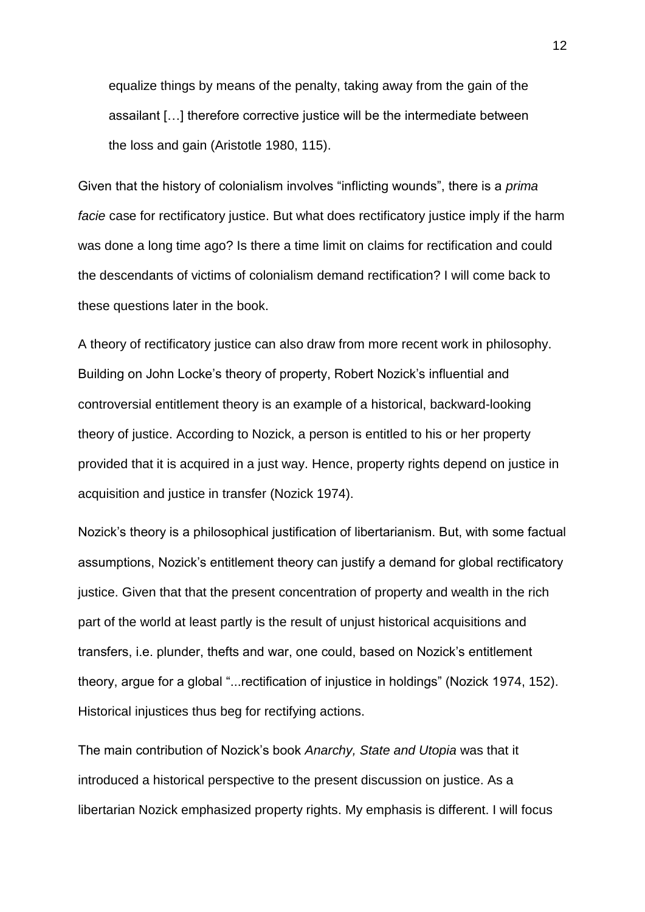> equalize things by means of the penalty, taking away from the gain of the assailant […] therefore corrective justice will be the intermediate between the loss and gain (Aristotle 1980, 115).

Given that the history of colonialism involves “inflicting wounds”, there is a *prima facie* case for rectificatory justice. But what does rectificatory justice imply if the harm was done a long time ago? Is there a time limit on claims for rectification and could the descendants of victims of colonialism demand rectification? I will come back to these questions later in the book.

A theory of rectificatory justice can also draw from more recent work in philosophy. Building on John Locke’s theory of property, Robert Nozick’s influential and controversial entitlement theory is an example of a historical, backward-looking theory of justice. According to Nozick, a person is entitled to his or her property provided that it is acquired in a just way. Hence, property rights depend on justice in acquisition and justice in transfer (Nozick 1974).

Nozick’s theory is a philosophical justification of libertarianism. But, with some factual assumptions, Nozick’s entitlement theory can justify a demand for global rectificatory justice. Given that that the present concentration of property and wealth in the rich part of the world at least partly is the result of unjust historical acquisitions and transfers, i.e. plunder, thefts and war, one could, based on Nozick’s entitlement theory, argue for a global “...rectification of injustice in holdings” (Nozick 1974, 152). Historical injustices thus beg for rectifying actions.

The main contribution of Nozick’s book *Anarchy, State and Utopia* was that it introduced a historical perspective to the present discussion on justice. As a libertarian Nozick emphasized property rights. My emphasis is different. I will focus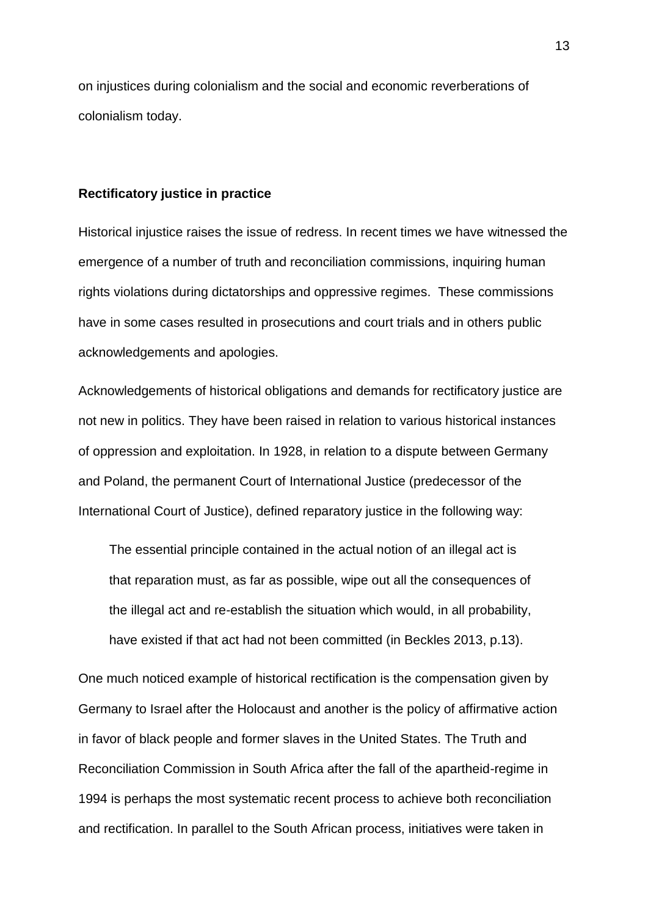on injustices during colonialism and the social and economic reverberations of colonialism today.

### Rectificatory justice in practice

Historical injustice raises the issue of redress. In recent times we have witnessed the emergence of a number of truth and reconciliation commissions, inquiring human rights violations during dictatorships and oppressive regimes. These commissions have in some cases resulted in prosecutions and court trials and in others public acknowledgements and apologies.

Acknowledgements of historical obligations and demands for rectificatory justice are not new in politics. They have been raised in relation to various historical instances of oppression and exploitation. In 1928, in relation to a dispute between Germany and Poland, the permanent Court of International Justice (predecessor of the International Court of Justice), defined reparatory justice in the following way:

> The essential principle contained in the actual notion of an illegal act is that reparation must, as far as possible, wipe out all the consequences of the illegal act and re-establish the situation which would, in all probability, have existed if that act had not been committed (in Beckles 2013, p.13).

One much noticed example of historical rectification is the compensation given by Germany to Israel after the Holocaust and another is the policy of affirmative action in favor of black people and former slaves in the United States. The Truth and Reconciliation Commission in South Africa after the fall of the apartheid-regime in 1994 is perhaps the most systematic recent process to achieve both reconciliation and rectification. In parallel to the South African process, initiatives were taken in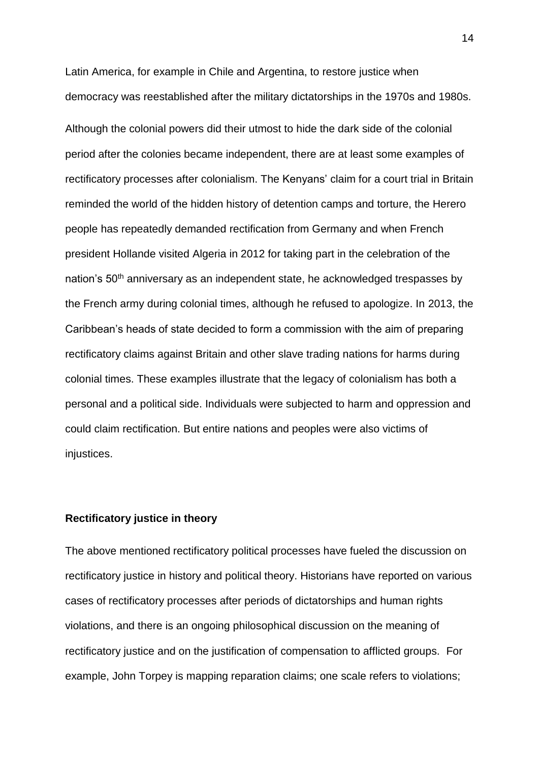Latin America, for example in Chile and Argentina, to restore justice when democracy was reestablished after the military dictatorships in the 1970s and 1980s.

Although the colonial powers did their utmost to hide the dark side of the colonial period after the colonies became independent, there are at least some examples of rectificatory processes after colonialism. The Kenyans' claim for a court trial in Britain reminded the world of the hidden history of detention camps and torture, the Herero people has repeatedly demanded rectification from Germany and when French president Hollande visited Algeria in 2012 for taking part in the celebration of the nation's 50th anniversary as an independent state, he acknowledged trespasses by the French army during colonial times, although he refused to apologize. In 2013, the Caribbean's heads of state decided to form a commission with the aim of preparing rectificatory claims against Britain and other slave trading nations for harms during colonial times. These examples illustrate that the legacy of colonialism has both a personal and a political side. Individuals were subjected to harm and oppression and could claim rectification. But entire nations and peoples were also victims of injustices.

## Rectificatory justice in theory

The above mentioned rectificatory political processes have fueled the discussion on rectificatory justice in history and political theory. Historians have reported on various cases of rectificatory processes after periods of dictatorships and human rights violations, and there is an ongoing philosophical discussion on the meaning of rectificatory justice and on the justification of compensation to afflicted groups. For example, John Torpey is mapping reparation claims; one scale refers to violations;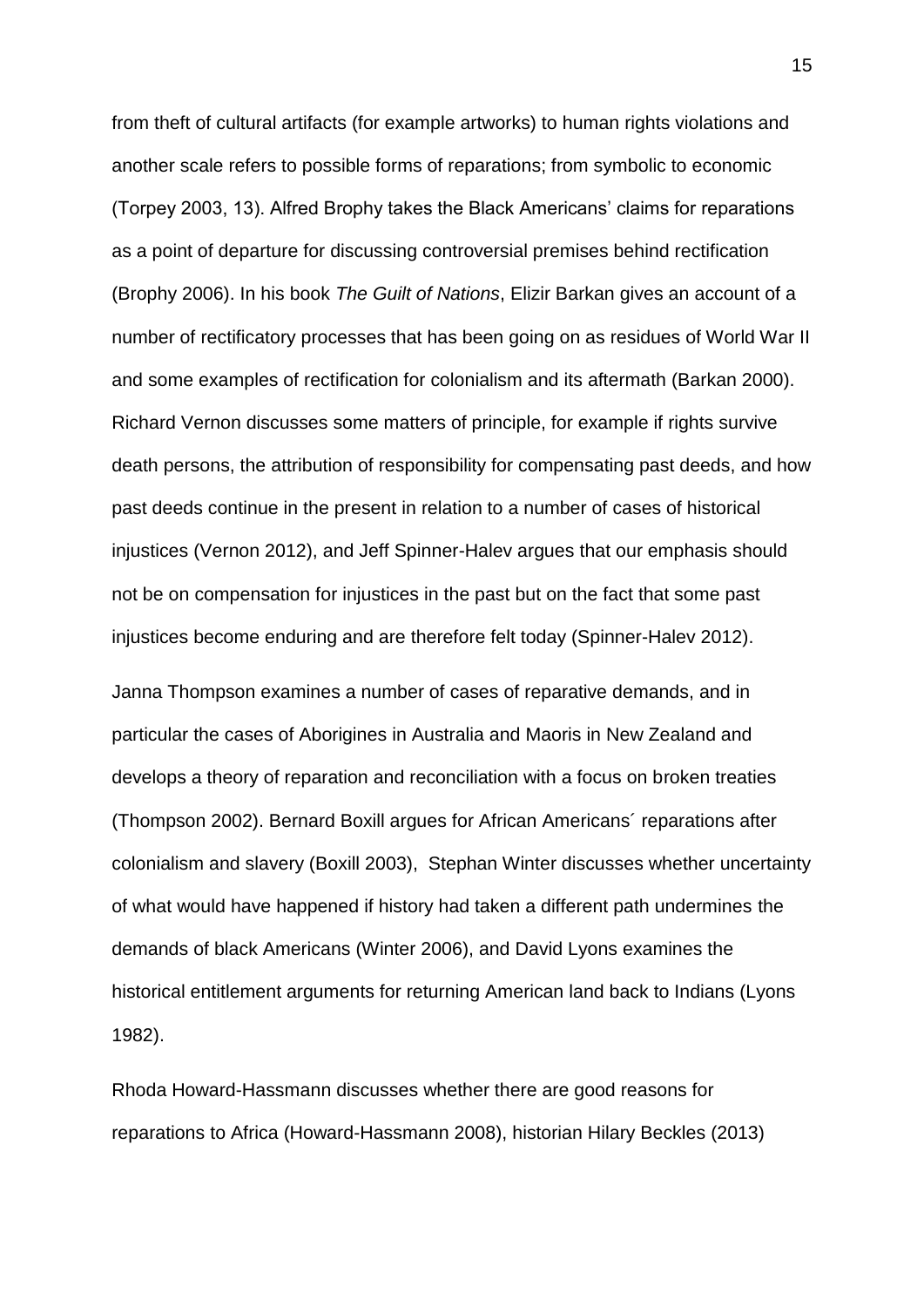from theft of cultural artifacts (for example artworks) to human rights violations and another scale refers to possible forms of reparations; from symbolic to economic (Torpey 2003, 13). Alfred Brophy takes the Black Americans' claims for reparations as a point of departure for discussing controversial premises behind rectification (Brophy 2006). In his book *The Guilt of Nations*, Elizir Barkan gives an account of a number of rectificatory processes that has been going on as residues of World War II and some examples of rectification for colonialism and its aftermath (Barkan 2000). Richard Vernon discusses some matters of principle, for example if rights survive death persons, the attribution of responsibility for compensating past deeds, and how past deeds continue in the present in relation to a number of cases of historical injustices (Vernon 2012), and Jeff Spinner-Halev argues that our emphasis should not be on compensation for injustices in the past but on the fact that some past injustices become enduring and are therefore felt today (Spinner-Halev 2012).

Janna Thompson examines a number of cases of reparative demands, and in particular the cases of Aborigines in Australia and Maoris in New Zealand and develops a theory of reparation and reconciliation with a focus on broken treaties (Thompson 2002). Bernard Boxill argues for African Americans´ reparations after colonialism and slavery (Boxill 2003), Stephan Winter discusses whether uncertainty of what would have happened if history had taken a different path undermines the demands of black Americans (Winter 2006), and David Lyons examines the historical entitlement arguments for returning American land back to Indians (Lyons 1982).

Rhoda Howard-Hassmann discusses whether there are good reasons for reparations to Africa (Howard-Hassmann 2008), historian Hilary Beckles (2013)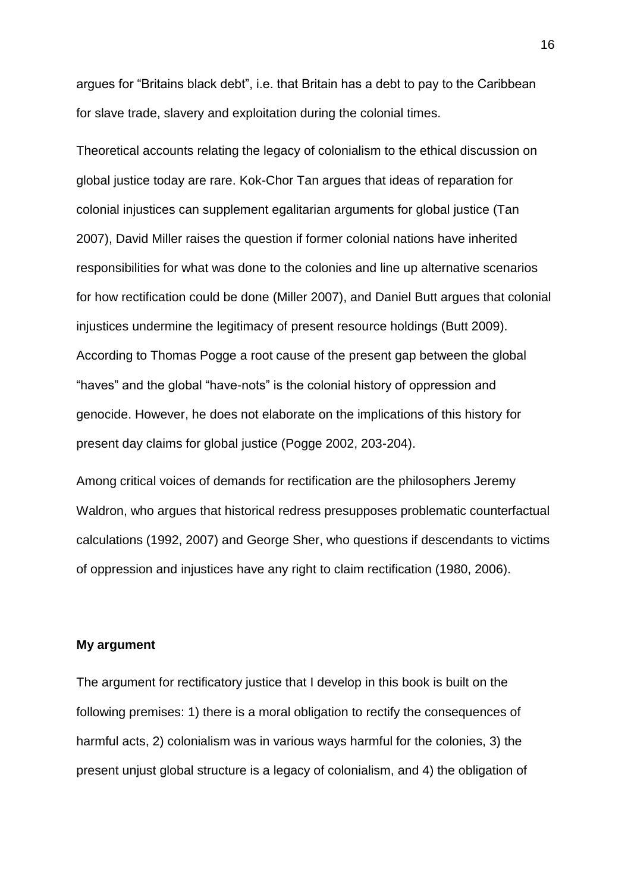argues for “Britains black debt”, i.e. that Britain has a debt to pay to the Caribbean for slave trade, slavery and exploitation during the colonial times.

Theoretical accounts relating the legacy of colonialism to the ethical discussion on global justice today are rare. Kok-Chor Tan argues that ideas of reparation for colonial injustices can supplement egalitarian arguments for global justice (Tan 2007), David Miller raises the question if former colonial nations have inherited responsibilities for what was done to the colonies and line up alternative scenarios for how rectification could be done (Miller 2007), and Daniel Butt argues that colonial injustices undermine the legitimacy of present resource holdings (Butt 2009). According to Thomas Pogge a root cause of the present gap between the global “haves” and the global “have-nots” is the colonial history of oppression and genocide. However, he does not elaborate on the implications of this history for present day claims for global justice (Pogge 2002, 203-204).

Among critical voices of demands for rectification are the philosophers Jeremy Waldron, who argues that historical redress presupposes problematic counterfactual calculations (1992, 2007) and George Sher, who questions if descendants to victims of oppression and injustices have any right to claim rectification (1980, 2006).

**My argument**

The argument for rectificatory justice that I develop in this book is built on the following premises: 1) there is a moral obligation to rectify the consequences of harmful acts, 2) colonialism was in various ways harmful for the colonies, 3) the present unjust global structure is a legacy of colonialism, and 4) the obligation of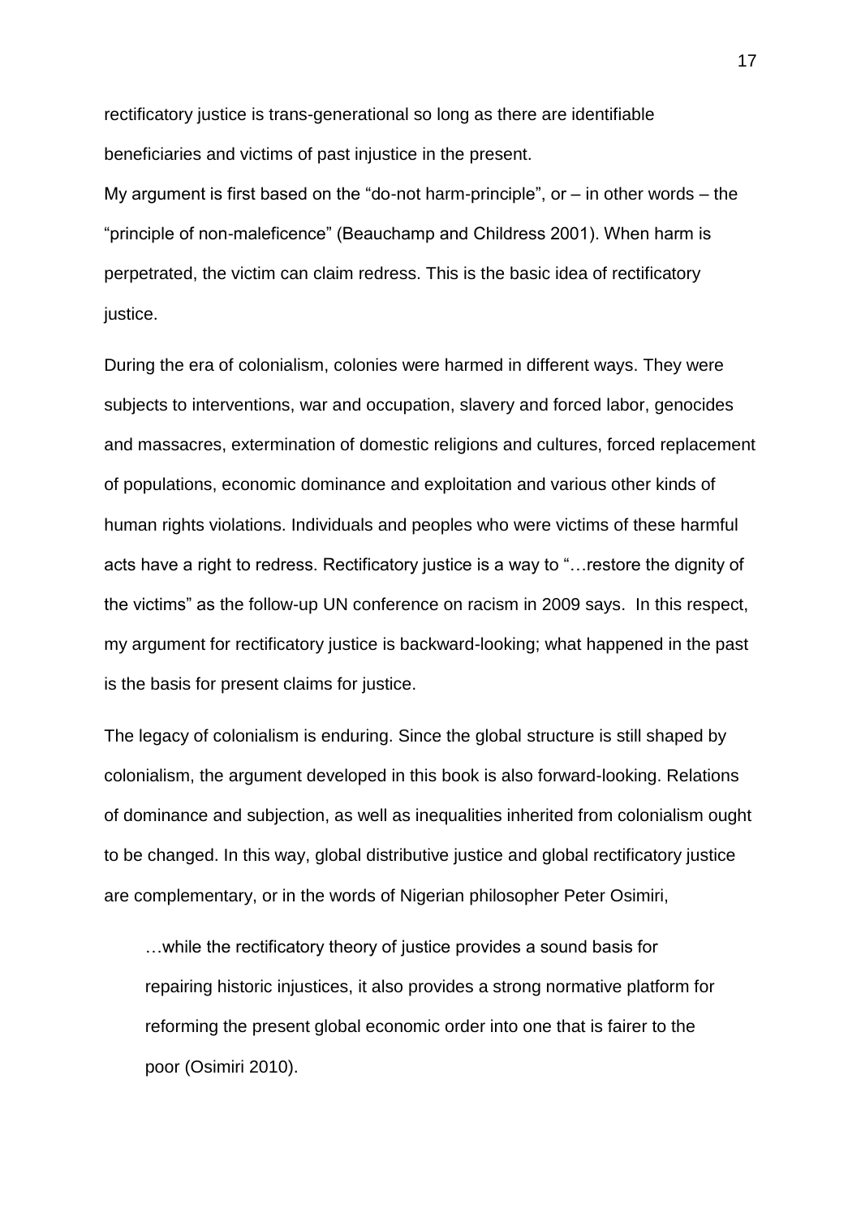rectificatory justice is trans-generational so long as there are identifiable beneficiaries and victims of past injustice in the present.

My argument is first based on the "do-not harm-principle", or – in other words – the "principle of non-maleficence" (Beauchamp and Childress 2001). When harm is perpetrated, the victim can claim redress. This is the basic idea of rectificatory justice.

During the era of colonialism, colonies were harmed in different ways. They were subjects to interventions, war and occupation, slavery and forced labor, genocides and massacres, extermination of domestic religions and cultures, forced replacement of populations, economic dominance and exploitation and various other kinds of human rights violations. Individuals and peoples who were victims of these harmful acts have a right to redress. Rectificatory justice is a way to "…restore the dignity of the victims" as the follow-up UN conference on racism in 2009 says. In this respect, my argument for rectificatory justice is backward-looking; what happened in the past is the basis for present claims for justice.

The legacy of colonialism is enduring. Since the global structure is still shaped by colonialism, the argument developed in this book is also forward-looking. Relations of dominance and subjection, as well as inequalities inherited from colonialism ought to be changed. In this way, global distributive justice and global rectificatory justice are complementary, or in the words of Nigerian philosopher Peter Osimiri,

> …while the rectificatory theory of justice provides a sound basis for repairing historic injustices, it also provides a strong normative platform for reforming the present global economic order into one that is fairer to the poor (Osimiri 2010).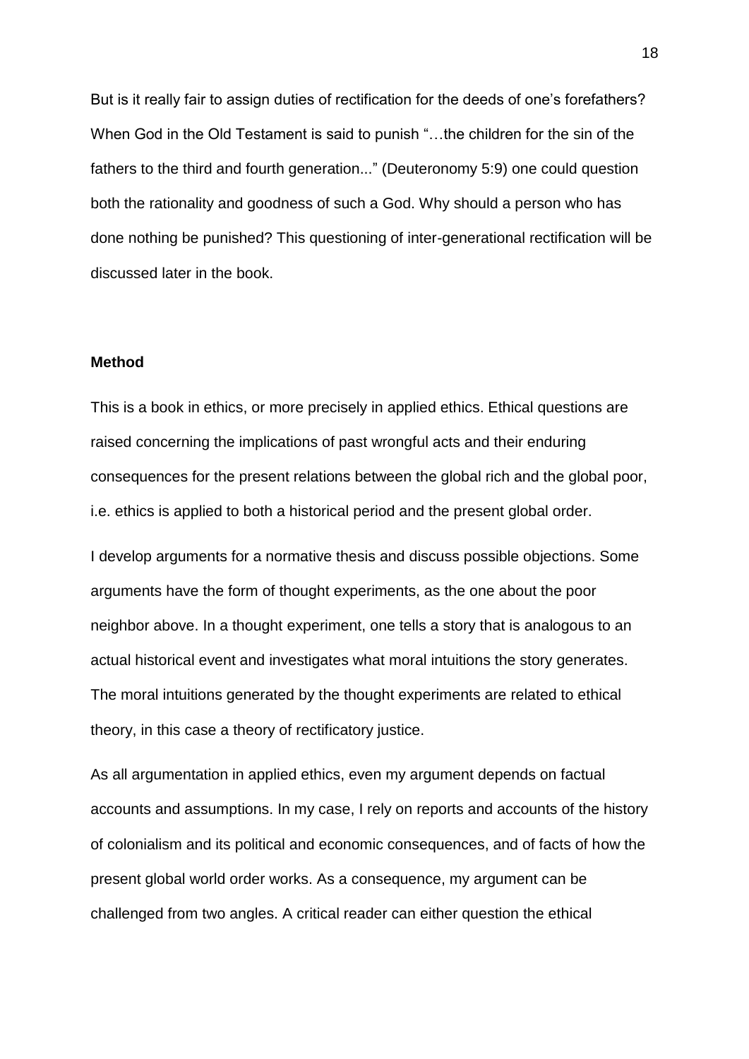But is it really fair to assign duties of rectification for the deeds of one's forefathers? When God in the Old Testament is said to punish "…the children for the sin of the fathers to the third and fourth generation..." (Deuteronomy 5:9) one could question both the rationality and goodness of such a God. Why should a person who has done nothing be punished? This questioning of inter-generational rectification will be discussed later in the book.

**Method**

This is a book in ethics, or more precisely in applied ethics. Ethical questions are raised concerning the implications of past wrongful acts and their enduring consequences for the present relations between the global rich and the global poor, i.e. ethics is applied to both a historical period and the present global order.

I develop arguments for a normative thesis and discuss possible objections. Some arguments have the form of thought experiments, as the one about the poor neighbor above. In a thought experiment, one tells a story that is analogous to an actual historical event and investigates what moral intuitions the story generates. The moral intuitions generated by the thought experiments are related to ethical theory, in this case a theory of rectificatory justice.

As all argumentation in applied ethics, even my argument depends on factual accounts and assumptions. In my case, I rely on reports and accounts of the history of colonialism and its political and economic consequences, and of facts of how the present global world order works. As a consequence, my argument can be challenged from two angles. A critical reader can either question the ethical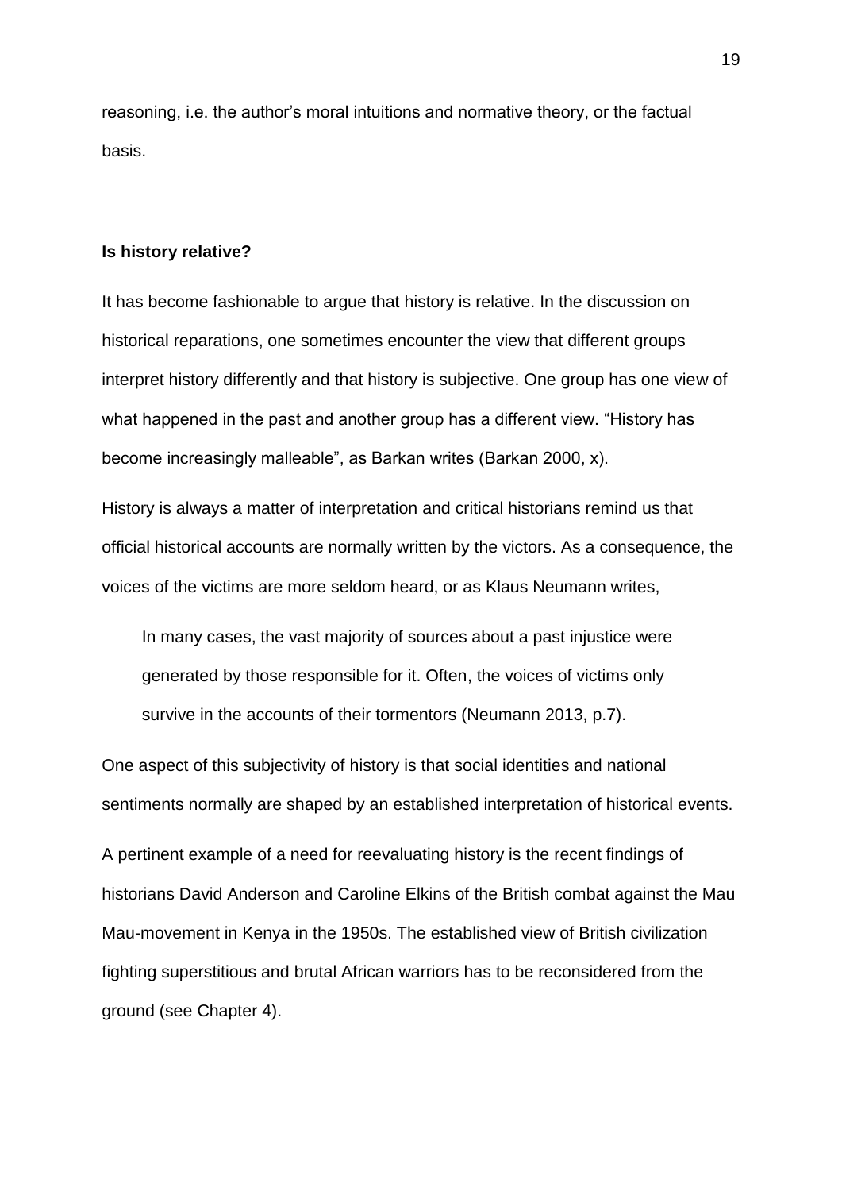reasoning, i.e. the author's moral intuitions and normative theory, or the factual basis.

### Is history relative?

It has become fashionable to argue that history is relative. In the discussion on historical reparations, one sometimes encounter the view that different groups interpret history differently and that history is subjective. One group has one view of what happened in the past and another group has a different view. "History has become increasingly malleable", as Barkan writes (Barkan 2000, x).

History is always a matter of interpretation and critical historians remind us that official historical accounts are normally written by the victors. As a consequence, the voices of the victims are more seldom heard, or as Klaus Neumann writes,

> In many cases, the vast majority of sources about a past injustice were generated by those responsible for it. Often, the voices of victims only survive in the accounts of their tormentors (Neumann 2013, p.7).

One aspect of this subjectivity of history is that social identities and national sentiments normally are shaped by an established interpretation of historical events.

A pertinent example of a need for reevaluating history is the recent findings of historians David Anderson and Caroline Elkins of the British combat against the Mau Mau-movement in Kenya in the 1950s. The established view of British civilization fighting superstitious and brutal African warriors has to be reconsidered from the ground (see Chapter 4).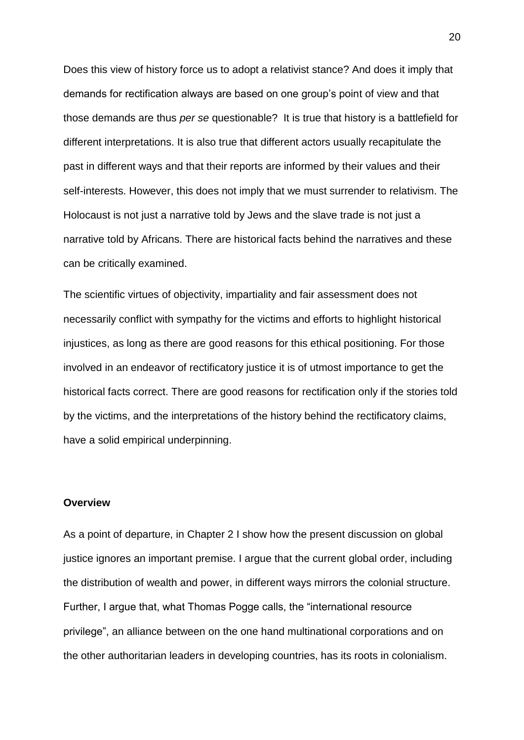Does this view of history force us to adopt a relativist stance? And does it imply that demands for rectification always are based on one group's point of view and that those demands are thus *per se* questionable? It is true that history is a battlefield for different interpretations. It is also true that different actors usually recapitulate the past in different ways and that their reports are informed by their values and their self-interests. However, this does not imply that we must surrender to relativism. The Holocaust is not just a narrative told by Jews and the slave trade is not just a narrative told by Africans. There are historical facts behind the narratives and these can be critically examined.

The scientific virtues of objectivity, impartiality and fair assessment does not necessarily conflict with sympathy for the victims and efforts to highlight historical injustices, as long as there are good reasons for this ethical positioning. For those involved in an endeavor of rectificatory justice it is of utmost importance to get the historical facts correct. There are good reasons for rectification only if the stories told by the victims, and the interpretations of the history behind the rectificatory claims, have a solid empirical underpinning.

**Overview**

As a point of departure, in Chapter 2 I show how the present discussion on global justice ignores an important premise. I argue that the current global order, including the distribution of wealth and power, in different ways mirrors the colonial structure. Further, I argue that, what Thomas Pogge calls, the "international resource privilege", an alliance between on the one hand multinational corporations and on the other authoritarian leaders in developing countries, has its roots in colonialism.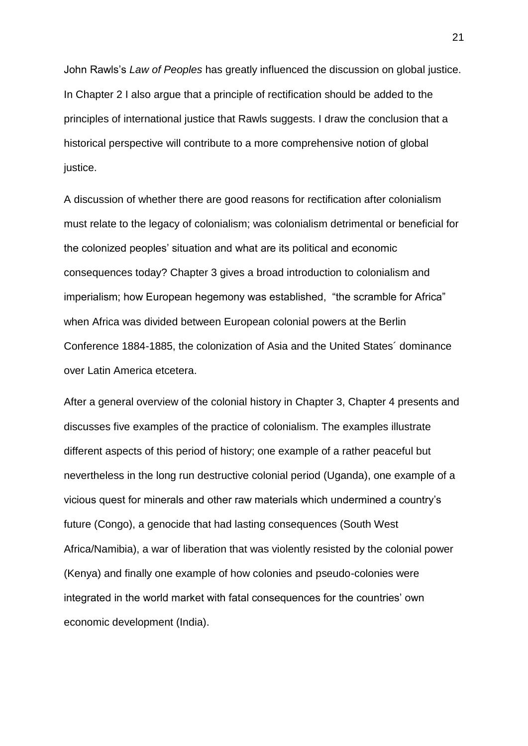John Rawls's *Law of Peoples* has greatly influenced the discussion on global justice. In Chapter 2 I also argue that a principle of rectification should be added to the principles of international justice that Rawls suggests. I draw the conclusion that a historical perspective will contribute to a more comprehensive notion of global justice.

A discussion of whether there are good reasons for rectification after colonialism must relate to the legacy of colonialism; was colonialism detrimental or beneficial for the colonized peoples' situation and what are its political and economic consequences today? Chapter 3 gives a broad introduction to colonialism and imperialism; how European hegemony was established, "the scramble for Africa" when Africa was divided between European colonial powers at the Berlin Conference 1884-1885, the colonization of Asia and the United States´ dominance over Latin America etcetera.

After a general overview of the colonial history in Chapter 3, Chapter 4 presents and discusses five examples of the practice of colonialism. The examples illustrate different aspects of this period of history; one example of a rather peaceful but nevertheless in the long run destructive colonial period (Uganda), one example of a vicious quest for minerals and other raw materials which undermined a country's future (Congo), a genocide that had lasting consequences (South West Africa/Namibia), a war of liberation that was violently resisted by the colonial power (Kenya) and finally one example of how colonies and pseudo-colonies were integrated in the world market with fatal consequences for the countries' own economic development (India).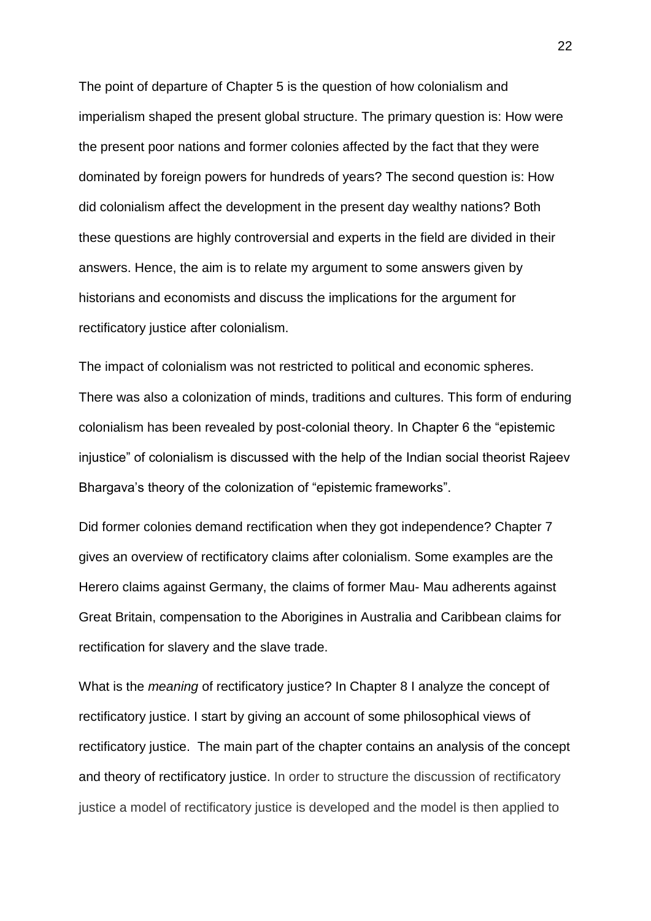The point of departure of Chapter 5 is the question of how colonialism and imperialism shaped the present global structure. The primary question is: How were the present poor nations and former colonies affected by the fact that they were dominated by foreign powers for hundreds of years? The second question is: How did colonialism affect the development in the present day wealthy nations? Both these questions are highly controversial and experts in the field are divided in their answers. Hence, the aim is to relate my argument to some answers given by historians and economists and discuss the implications for the argument for rectificatory justice after colonialism.

The impact of colonialism was not restricted to political and economic spheres. There was also a colonization of minds, traditions and cultures. This form of enduring colonialism has been revealed by post-colonial theory. In Chapter 6 the "epistemic injustice" of colonialism is discussed with the help of the Indian social theorist Rajeev Bhargava's theory of the colonization of "epistemic frameworks".

Did former colonies demand rectification when they got independence? Chapter 7 gives an overview of rectificatory claims after colonialism. Some examples are the Herero claims against Germany, the claims of former Mau- Mau adherents against Great Britain, compensation to the Aborigines in Australia and Caribbean claims for rectification for slavery and the slave trade.

What is the *meaning* of rectificatory justice? In Chapter 8 I analyze the concept of rectificatory justice. I start by giving an account of some philosophical views of rectificatory justice. The main part of the chapter contains an analysis of the concept and theory of rectificatory justice. In order to structure the discussion of rectificatory justice a model of rectificatory justice is developed and the model is then applied to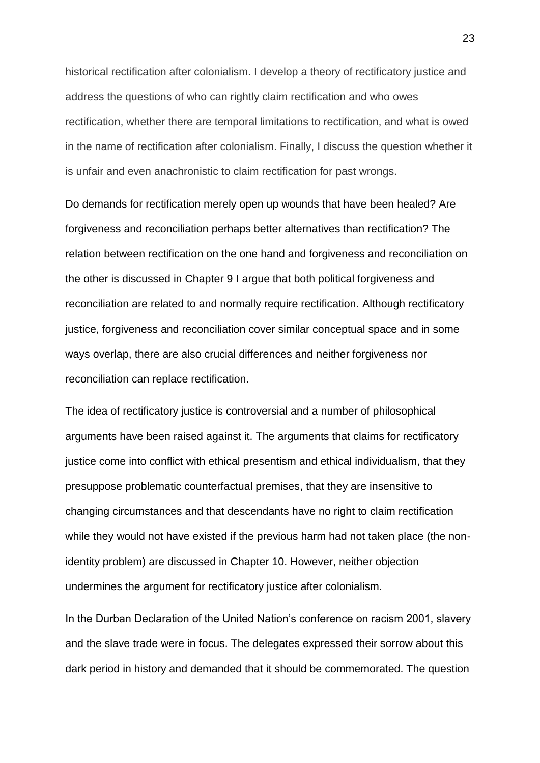historical rectification after colonialism. I develop a theory of rectificatory justice and address the questions of who can rightly claim rectification and who owes rectification, whether there are temporal limitations to rectification, and what is owed in the name of rectification after colonialism. Finally, I discuss the question whether it is unfair and even anachronistic to claim rectification for past wrongs.

Do demands for rectification merely open up wounds that have been healed? Are forgiveness and reconciliation perhaps better alternatives than rectification? The relation between rectification on the one hand and forgiveness and reconciliation on the other is discussed in Chapter 9 I argue that both political forgiveness and reconciliation are related to and normally require rectification. Although rectificatory justice, forgiveness and reconciliation cover similar conceptual space and in some ways overlap, there are also crucial differences and neither forgiveness nor reconciliation can replace rectification.

The idea of rectificatory justice is controversial and a number of philosophical arguments have been raised against it. The arguments that claims for rectificatory justice come into conflict with ethical presentism and ethical individualism, that they presuppose problematic counterfactual premises, that they are insensitive to changing circumstances and that descendants have no right to claim rectification while they would not have existed if the previous harm had not taken place (the non-identity problem) are discussed in Chapter 10. However, neither objection undermines the argument for rectificatory justice after colonialism.

In the Durban Declaration of the United Nation's conference on racism 2001, slavery and the slave trade were in focus. The delegates expressed their sorrow about this dark period in history and demanded that it should be commemorated. The question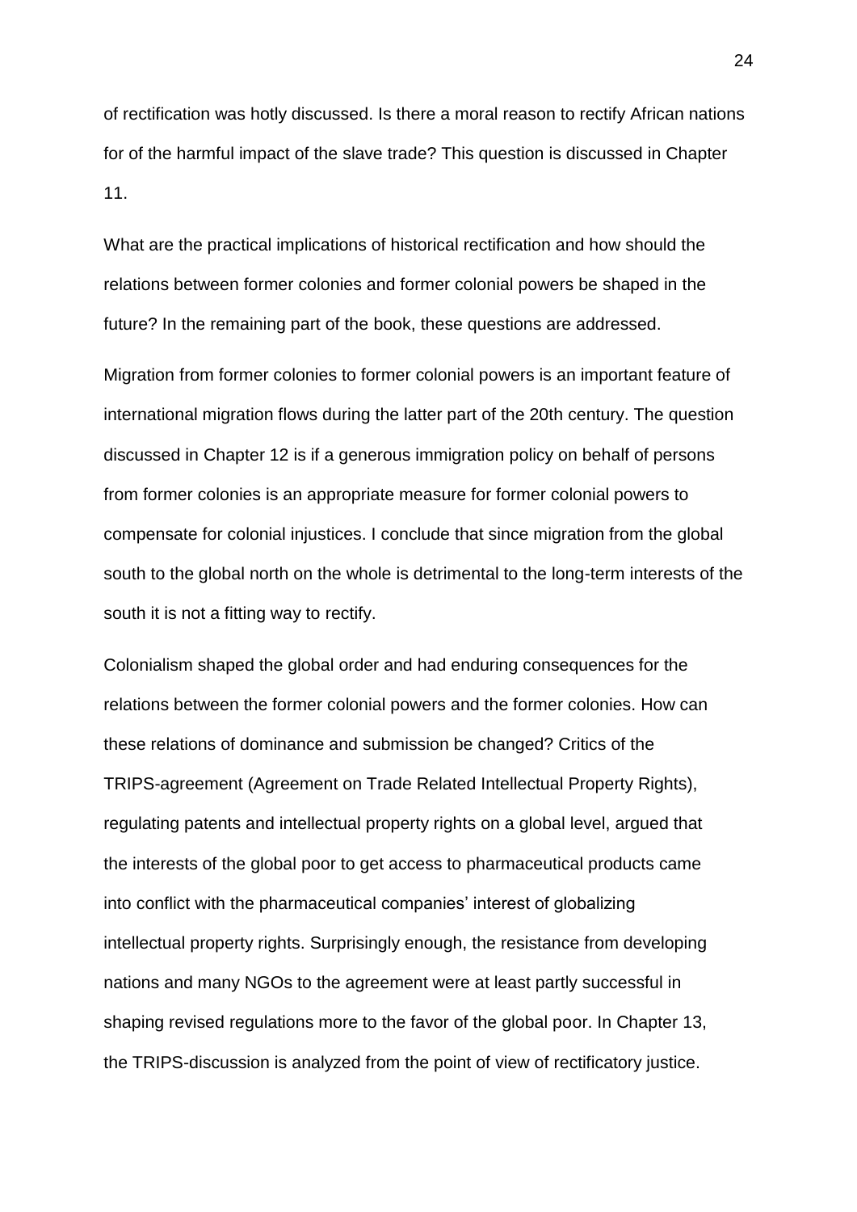of rectification was hotly discussed. Is there a moral reason to rectify African nations for of the harmful impact of the slave trade? This question is discussed in Chapter 11.

What are the practical implications of historical rectification and how should the relations between former colonies and former colonial powers be shaped in the future? In the remaining part of the book, these questions are addressed.

Migration from former colonies to former colonial powers is an important feature of international migration flows during the latter part of the 20th century. The question discussed in Chapter 12 is if a generous immigration policy on behalf of persons from former colonies is an appropriate measure for former colonial powers to compensate for colonial injustices. I conclude that since migration from the global south to the global north on the whole is detrimental to the long-term interests of the south it is not a fitting way to rectify.

Colonialism shaped the global order and had enduring consequences for the relations between the former colonial powers and the former colonies. How can these relations of dominance and submission be changed? Critics of the TRIPS-agreement (Agreement on Trade Related Intellectual Property Rights), regulating patents and intellectual property rights on a global level, argued that the interests of the global poor to get access to pharmaceutical products came into conflict with the pharmaceutical companies' interest of globalizing intellectual property rights. Surprisingly enough, the resistance from developing nations and many NGOs to the agreement were at least partly successful in shaping revised regulations more to the favor of the global poor. In Chapter 13, the TRIPS-discussion is analyzed from the point of view of rectificatory justice.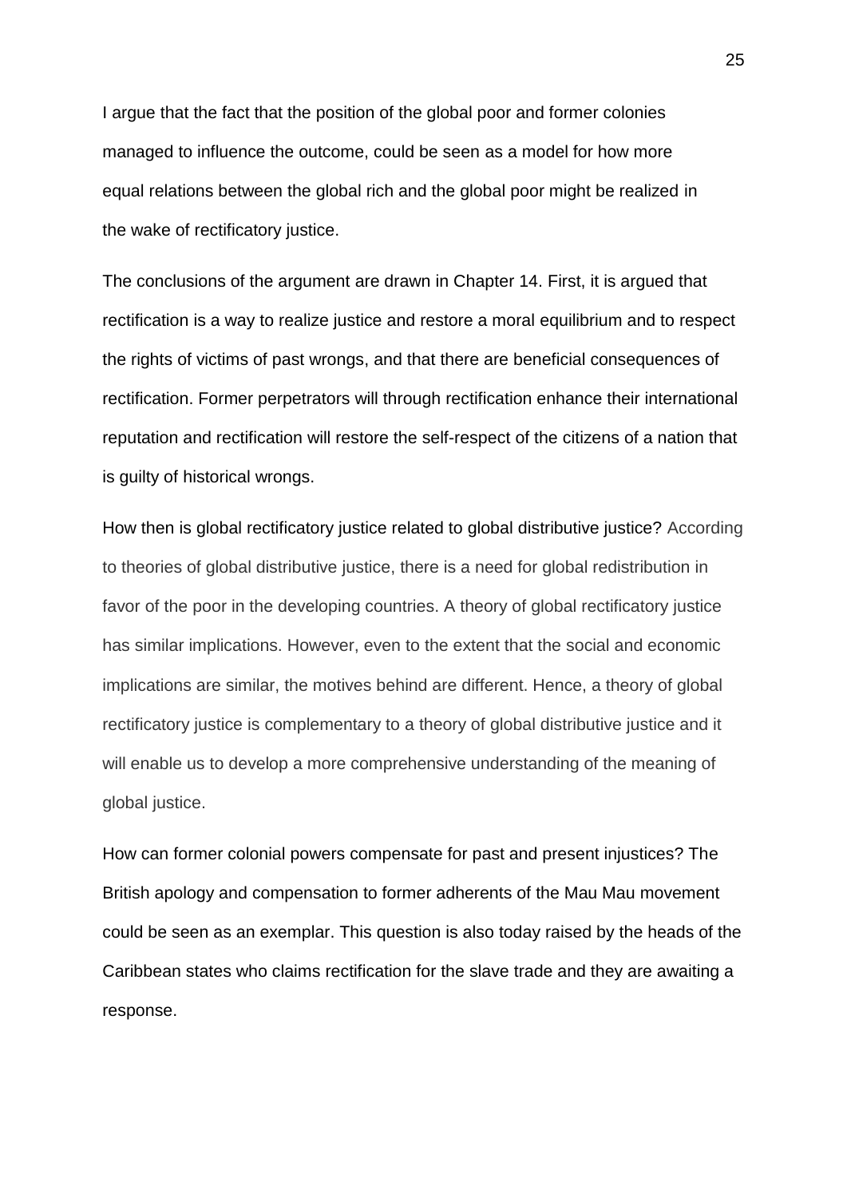I argue that the fact that the position of the global poor and former colonies managed to influence the outcome, could be seen as a model for how more equal relations between the global rich and the global poor might be realized in the wake of rectificatory justice.

The conclusions of the argument are drawn in Chapter 14. First, it is argued that rectification is a way to realize justice and restore a moral equilibrium and to respect the rights of victims of past wrongs, and that there are beneficial consequences of rectification. Former perpetrators will through rectification enhance their international reputation and rectification will restore the self-respect of the citizens of a nation that is guilty of historical wrongs.

How then is global rectificatory justice related to global distributive justice? According to theories of global distributive justice, there is a need for global redistribution in favor of the poor in the developing countries. A theory of global rectificatory justice has similar implications. However, even to the extent that the social and economic implications are similar, the motives behind are different. Hence, a theory of global rectificatory justice is complementary to a theory of global distributive justice and it will enable us to develop a more comprehensive understanding of the meaning of global justice.

How can former colonial powers compensate for past and present injustices? The British apology and compensation to former adherents of the Mau Mau movement could be seen as an exemplar. This question is also today raised by the heads of the Caribbean states who claims rectification for the slave trade and they are awaiting a response.